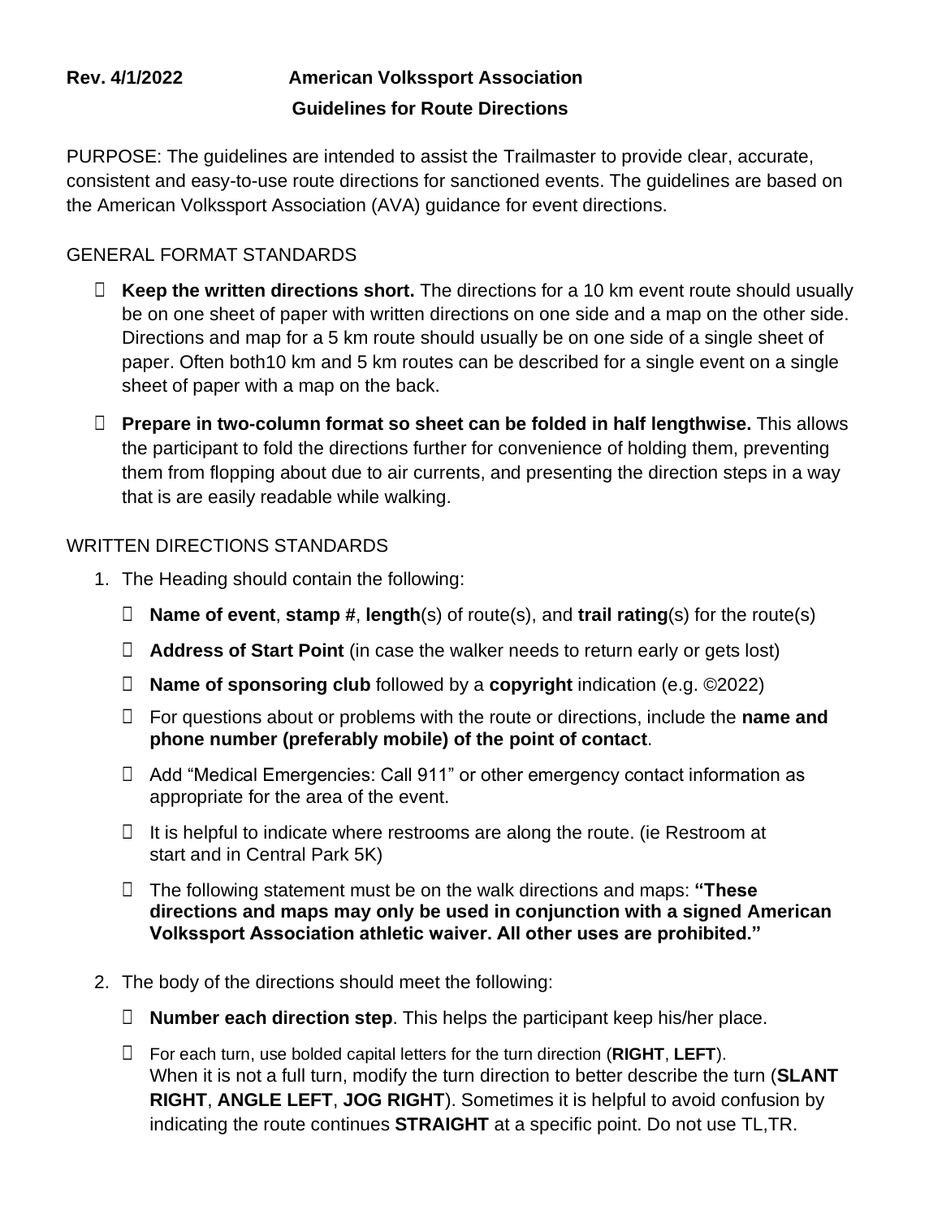**Rev. 4/1/2022** **American Volkssport Association**

**Guidelines for Route Directions**

PURPOSE: The guidelines are intended to assist the Trailmaster to provide clear, accurate, consistent and easy-to-use route directions for sanctioned events. The guidelines are based on the American Volkssport Association (AVA) guidance for event directions.

GENERAL FORMAT STANDARDS

- **Keep the written directions short.** The directions for a 10 km event route should usually be on one sheet of paper with written directions on one side and a map on the other side. Directions and map for a 5 km route should usually be on one side of a single sheet of paper. Often both10 km and 5 km routes can be described for a single event on a single sheet of paper with a map on the back.
- **Prepare in two-column format so sheet can be folded in half lengthwise.** This allows the participant to fold the directions further for convenience of holding them, preventing them from flopping about due to air currents, and presenting the direction steps in a way that is are easily readable while walking.

WRITTEN DIRECTIONS STANDARDS

1. The Heading should contain the following:
   - **Name of event**, **stamp #**, **length**(s) of route(s), and **trail rating**(s) for the route(s)
   - **Address of Start Point** (in case the walker needs to return early or gets lost)
   - **Name of sponsoring club** followed by a **copyright** indication (e.g. ©2022)
   - For questions about or problems with the route or directions, include the **name and phone number (preferably mobile) of the point of contact**.
   - Add "Medical Emergencies: Call 911" or other emergency contact information as appropriate for the area of the event.
   - It is helpful to indicate where restrooms are along the route. (ie Restroom at start and in Central Park 5K)
   - The following statement must be on the walk directions and maps: **"These directions and maps may only be used in conjunction with a signed American Volkssport Association athletic waiver. All other uses are prohibited."**
2. The body of the directions should meet the following:
   - **Number each direction step**. This helps the participant keep his/her place.
   - For each turn, use bolded capital letters for the turn direction (**RIGHT**, **LEFT**). When it is not a full turn, modify the turn direction to better describe the turn (**SLANT RIGHT**, **ANGLE LEFT**, **JOG RIGHT**). Sometimes it is helpful to avoid confusion by indicating the route continues **STRAIGHT** at a specific point. Do not use TL,TR.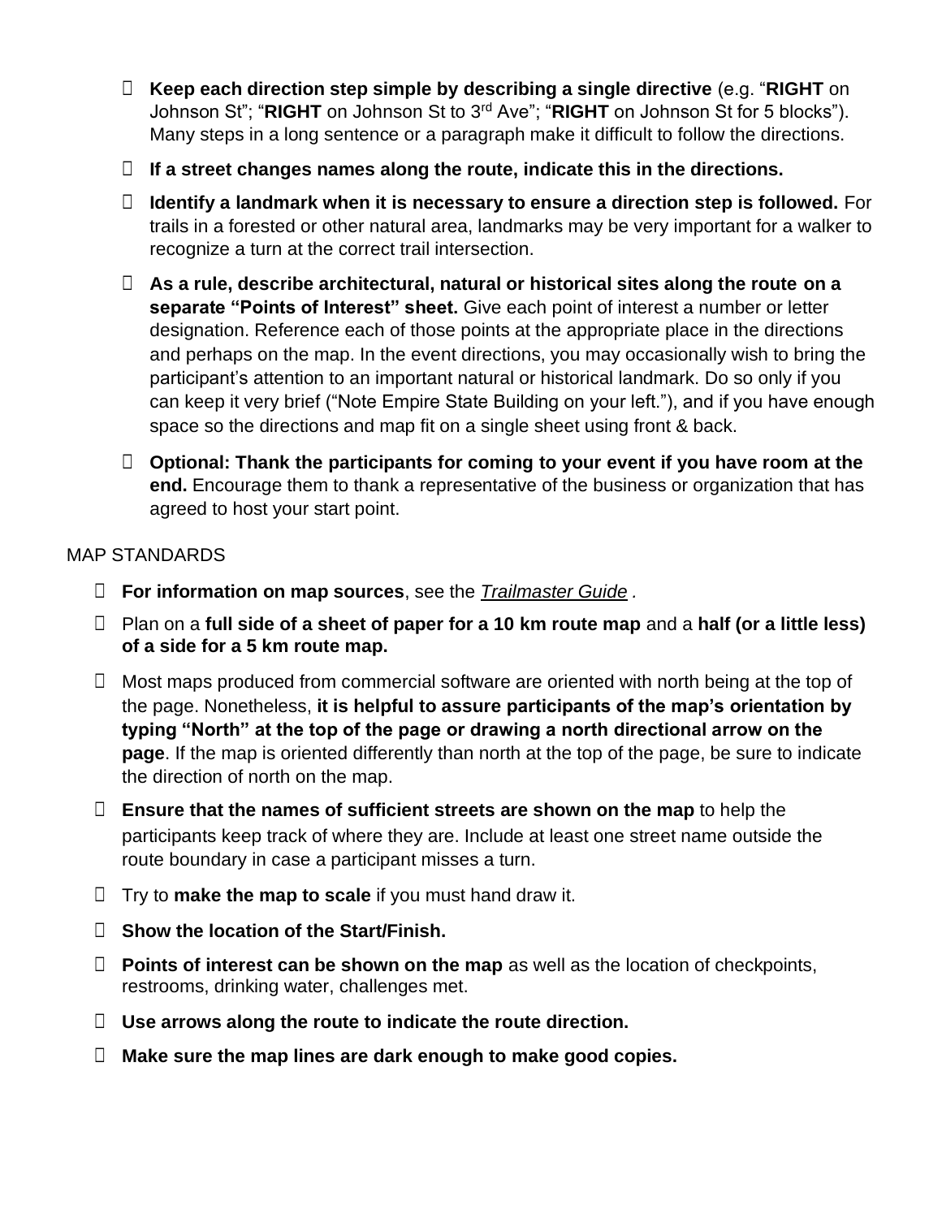- **Keep each direction step simple by describing a single directive** (e.g. "**RIGHT** on Johnson St"; "**RIGHT** on Johnson St to 3rd Ave"; "**RIGHT** on Johnson St for 5 blocks"). Many steps in a long sentence or a paragraph make it difficult to follow the directions.
- **If a street changes names along the route, indicate this in the directions.**
- **Identify a landmark when it is necessary to ensure a direction step is followed.** For trails in a forested or other natural area, landmarks may be very important for a walker to recognize a turn at the correct trail intersection.
- **As a rule, describe architectural, natural or historical sites along the route on a separate "Points of Interest" sheet.** Give each point of interest a number or letter designation. Reference each of those points at the appropriate place in the directions and perhaps on the map. In the event directions, you may occasionally wish to bring the participant's attention to an important natural or historical landmark. Do so only if you can keep it very brief ("Note Empire State Building on your left."), and if you have enough space so the directions and map fit on a single sheet using front & back.
- **Optional: Thank the participants for coming to your event if you have room at the end.** Encourage them to thank a representative of the business or organization that has agreed to host your start point.

MAP STANDARDS

- **For information on map sources**, see the *Trailmaster Guide* .
- Plan on a **full side of a sheet of paper for a 10 km route map** and a **half (or a little less) of a side for a 5 km route map.**
- Most maps produced from commercial software are oriented with north being at the top of the page. Nonetheless, **it is helpful to assure participants of the map's orientation by typing "North" at the top of the page or drawing a north directional arrow on the page**. If the map is oriented differently than north at the top of the page, be sure to indicate the direction of north on the map.
- **Ensure that the names of sufficient streets are shown on the map** to help the participants keep track of where they are. Include at least one street name outside the route boundary in case a participant misses a turn.
- Try to **make the map to scale** if you must hand draw it.
- **Show the location of the Start/Finish.**
- **Points of interest can be shown on the map** as well as the location of checkpoints, restrooms, drinking water, challenges met.
- **Use arrows along the route to indicate the route direction.**
- **Make sure the map lines are dark enough to make good copies.**